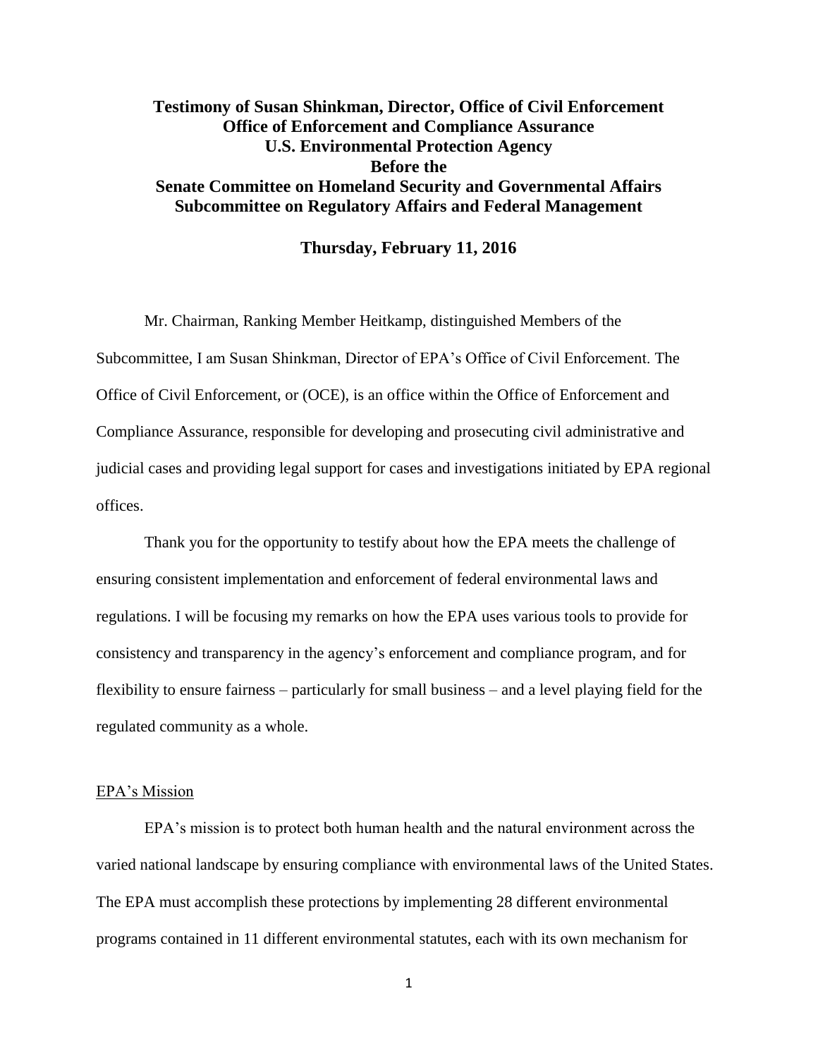**Testimony of Susan Shinkman, Director, Office of Civil Enforcement Office of Enforcement and Compliance Assurance U.S. Environmental Protection Agency Before the Senate Committee on Homeland Security and Governmental Affairs Subcommittee on Regulatory Affairs and Federal Management**

**Thursday, February 11, 2016**

Mr. Chairman, Ranking Member Heitkamp, distinguished Members of the Subcommittee, I am Susan Shinkman, Director of EPA's Office of Civil Enforcement. The Office of Civil Enforcement, or (OCE), is an office within the Office of Enforcement and Compliance Assurance, responsible for developing and prosecuting civil administrative and judicial cases and providing legal support for cases and investigations initiated by EPA regional offices.

Thank you for the opportunity to testify about how the EPA meets the challenge of ensuring consistent implementation and enforcement of federal environmental laws and regulations. I will be focusing my remarks on how the EPA uses various tools to provide for consistency and transparency in the agency's enforcement and compliance program, and for flexibility to ensure fairness – particularly for small business – and a level playing field for the regulated community as a whole.

## EPA's Mission

EPA's mission is to protect both human health and the natural environment across the varied national landscape by ensuring compliance with environmental laws of the United States. The EPA must accomplish these protections by implementing 28 different environmental programs contained in 11 different environmental statutes, each with its own mechanism for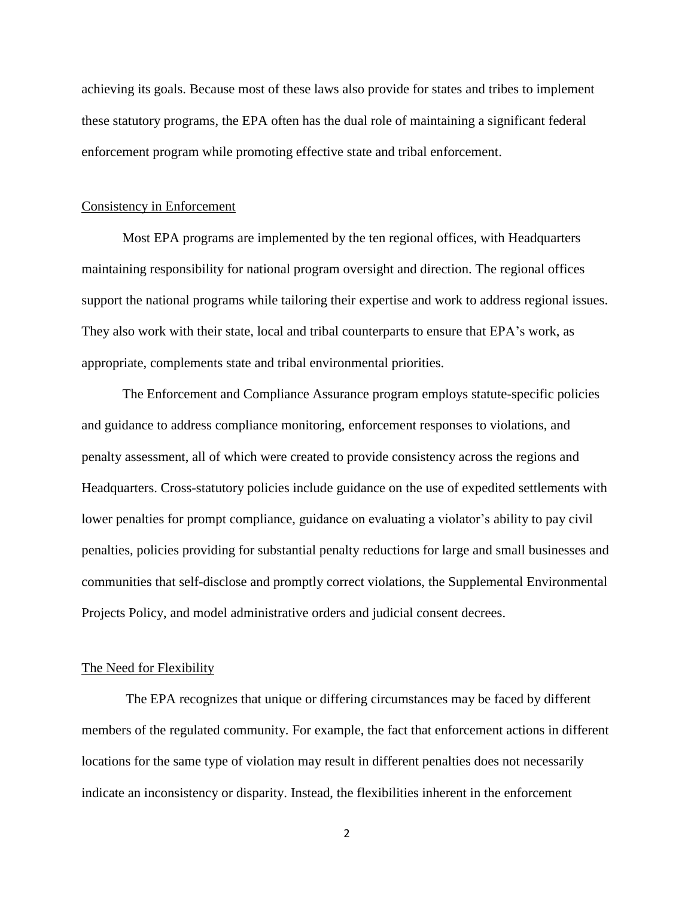achieving its goals. Because most of these laws also provide for states and tribes to implement these statutory programs, the EPA often has the dual role of maintaining a significant federal enforcement program while promoting effective state and tribal enforcement.

## Consistency in Enforcement

Most EPA programs are implemented by the ten regional offices, with Headquarters maintaining responsibility for national program oversight and direction. The regional offices support the national programs while tailoring their expertise and work to address regional issues. They also work with their state, local and tribal counterparts to ensure that EPA's work, as appropriate, complements state and tribal environmental priorities.

The Enforcement and Compliance Assurance program employs statute-specific policies and guidance to address compliance monitoring, enforcement responses to violations, and penalty assessment, all of which were created to provide consistency across the regions and Headquarters. Cross-statutory policies include guidance on the use of expedited settlements with lower penalties for prompt compliance, guidance on evaluating a violator's ability to pay civil penalties, policies providing for substantial penalty reductions for large and small businesses and communities that self-disclose and promptly correct violations, the Supplemental Environmental Projects Policy, and model administrative orders and judicial consent decrees.

## The Need for Flexibility

The EPA recognizes that unique or differing circumstances may be faced by different members of the regulated community. For example, the fact that enforcement actions in different locations for the same type of violation may result in different penalties does not necessarily indicate an inconsistency or disparity. Instead, the flexibilities inherent in the enforcement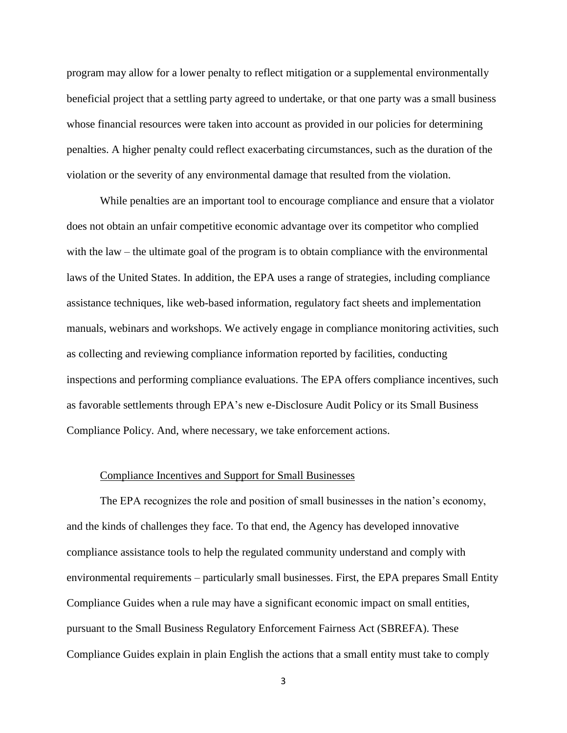program may allow for a lower penalty to reflect mitigation or a supplemental environmentally beneficial project that a settling party agreed to undertake, or that one party was a small business whose financial resources were taken into account as provided in our policies for determining penalties. A higher penalty could reflect exacerbating circumstances, such as the duration of the violation or the severity of any environmental damage that resulted from the violation.

While penalties are an important tool to encourage compliance and ensure that a violator does not obtain an unfair competitive economic advantage over its competitor who complied with the law – the ultimate goal of the program is to obtain compliance with the environmental laws of the United States. In addition, the EPA uses a range of strategies, including compliance assistance techniques, like web-based information, regulatory fact sheets and implementation manuals, webinars and workshops. We actively engage in compliance monitoring activities, such as collecting and reviewing compliance information reported by facilities, conducting inspections and performing compliance evaluations. The EPA offers compliance incentives, such as favorable settlements through EPA's new e-Disclosure Audit Policy or its Small Business Compliance Policy. And, where necessary, we take enforcement actions.

<u>Compliance Incentives and Support for Small Businesses</u>

The EPA recognizes the role and position of small businesses in the nation's economy, and the kinds of challenges they face. To that end, the Agency has developed innovative compliance assistance tools to help the regulated community understand and comply with environmental requirements – particularly small businesses. First, the EPA prepares Small Entity Compliance Guides when a rule may have a significant economic impact on small entities, pursuant to the Small Business Regulatory Enforcement Fairness Act (SBREFA). These Compliance Guides explain in plain English the actions that a small entity must take to comply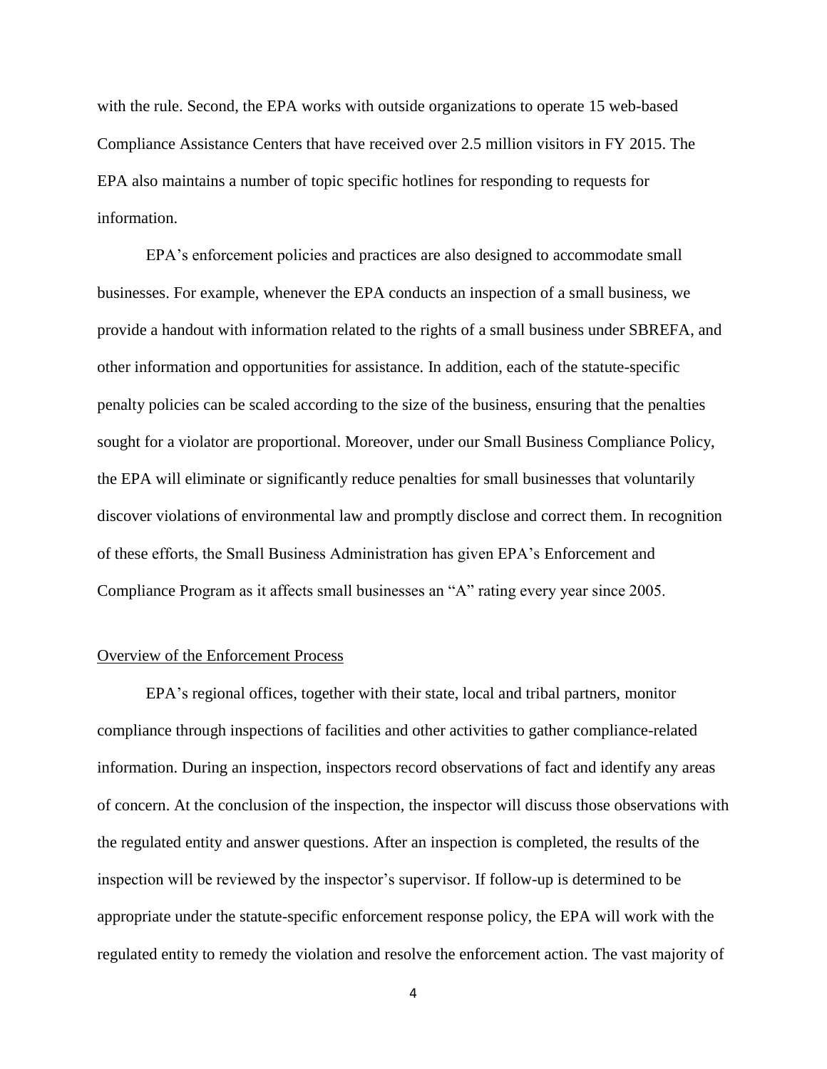with the rule. Second, the EPA works with outside organizations to operate 15 web-based Compliance Assistance Centers that have received over 2.5 million visitors in FY 2015. The EPA also maintains a number of topic specific hotlines for responding to requests for information.

EPA's enforcement policies and practices are also designed to accommodate small businesses. For example, whenever the EPA conducts an inspection of a small business, we provide a handout with information related to the rights of a small business under SBREFA, and other information and opportunities for assistance. In addition, each of the statute-specific penalty policies can be scaled according to the size of the business, ensuring that the penalties sought for a violator are proportional. Moreover, under our Small Business Compliance Policy, the EPA will eliminate or significantly reduce penalties for small businesses that voluntarily discover violations of environmental law and promptly disclose and correct them. In recognition of these efforts, the Small Business Administration has given EPA's Enforcement and Compliance Program as it affects small businesses an "A" rating every year since 2005.

## Overview of the Enforcement Process

EPA's regional offices, together with their state, local and tribal partners, monitor compliance through inspections of facilities and other activities to gather compliance-related information. During an inspection, inspectors record observations of fact and identify any areas of concern. At the conclusion of the inspection, the inspector will discuss those observations with the regulated entity and answer questions. After an inspection is completed, the results of the inspection will be reviewed by the inspector's supervisor. If follow-up is determined to be appropriate under the statute-specific enforcement response policy, the EPA will work with the regulated entity to remedy the violation and resolve the enforcement action. The vast majority of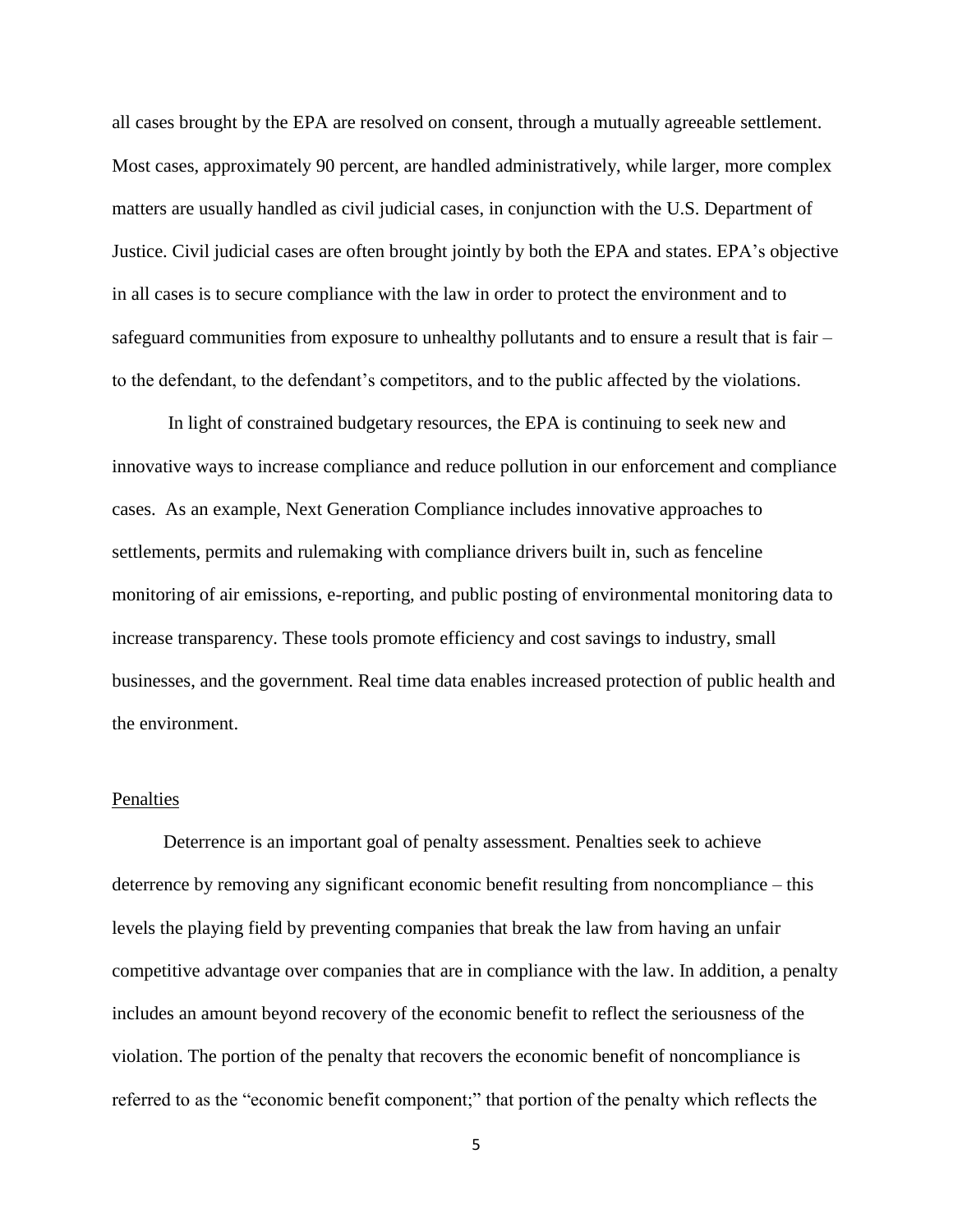all cases brought by the EPA are resolved on consent, through a mutually agreeable settlement. Most cases, approximately 90 percent, are handled administratively, while larger, more complex matters are usually handled as civil judicial cases, in conjunction with the U.S. Department of Justice. Civil judicial cases are often brought jointly by both the EPA and states. EPA's objective in all cases is to secure compliance with the law in order to protect the environment and to safeguard communities from exposure to unhealthy pollutants and to ensure a result that is fair – to the defendant, to the defendant's competitors, and to the public affected by the violations.

In light of constrained budgetary resources, the EPA is continuing to seek new and innovative ways to increase compliance and reduce pollution in our enforcement and compliance cases. As an example, Next Generation Compliance includes innovative approaches to settlements, permits and rulemaking with compliance drivers built in, such as fenceline monitoring of air emissions, e-reporting, and public posting of environmental monitoring data to increase transparency. These tools promote efficiency and cost savings to industry, small businesses, and the government. Real time data enables increased protection of public health and the environment.

<u>Penalties</u>

Deterrence is an important goal of penalty assessment. Penalties seek to achieve deterrence by removing any significant economic benefit resulting from noncompliance – this levels the playing field by preventing companies that break the law from having an unfair competitive advantage over companies that are in compliance with the law. In addition, a penalty includes an amount beyond recovery of the economic benefit to reflect the seriousness of the violation. The portion of the penalty that recovers the economic benefit of noncompliance is referred to as the "economic benefit component;" that portion of the penalty which reflects the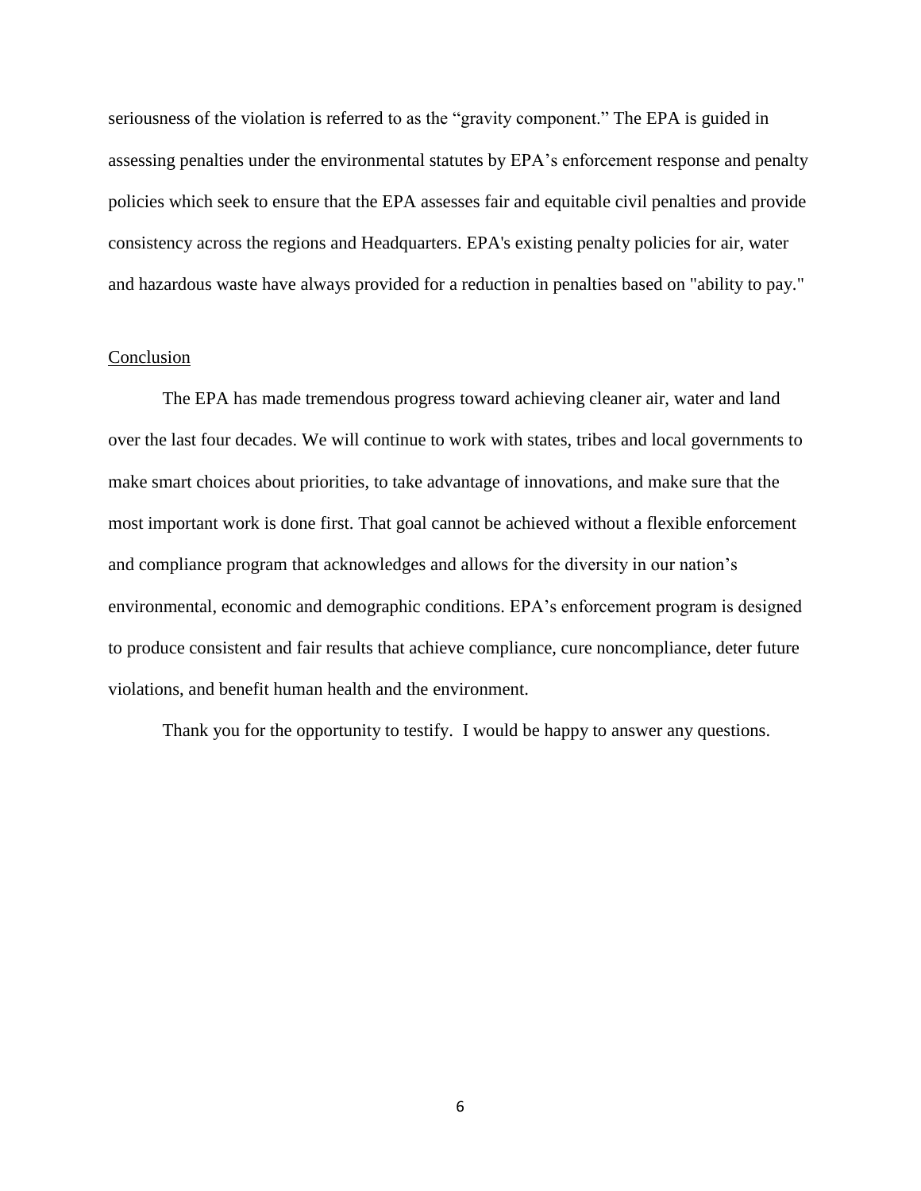seriousness of the violation is referred to as the "gravity component." The EPA is guided in assessing penalties under the environmental statutes by EPA's enforcement response and penalty policies which seek to ensure that the EPA assesses fair and equitable civil penalties and provide consistency across the regions and Headquarters. EPA's existing penalty policies for air, water and hazardous waste have always provided for a reduction in penalties based on "ability to pay."

## Conclusion

The EPA has made tremendous progress toward achieving cleaner air, water and land over the last four decades. We will continue to work with states, tribes and local governments to make smart choices about priorities, to take advantage of innovations, and make sure that the most important work is done first. That goal cannot be achieved without a flexible enforcement and compliance program that acknowledges and allows for the diversity in our nation's environmental, economic and demographic conditions. EPA's enforcement program is designed to produce consistent and fair results that achieve compliance, cure noncompliance, deter future violations, and benefit human health and the environment.

Thank you for the opportunity to testify. I would be happy to answer any questions.